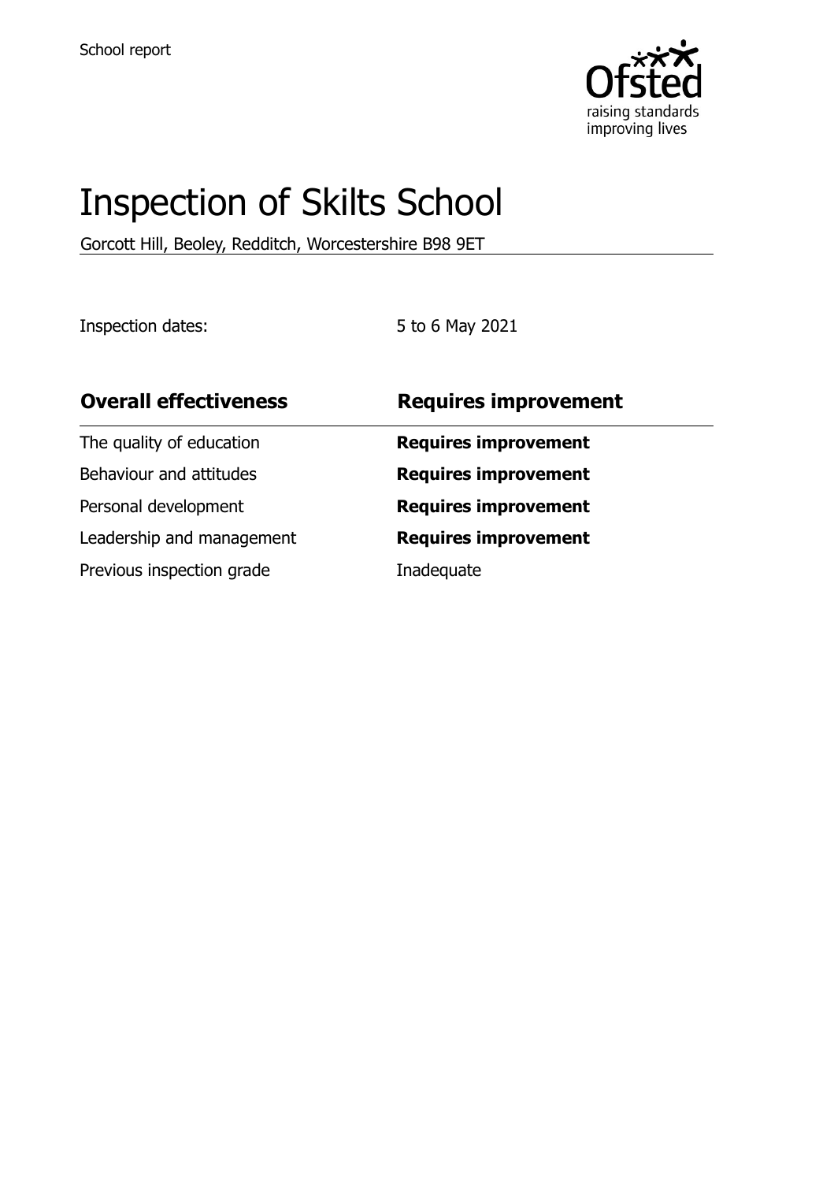School report

# Inspection of Skilts School

Gorcott Hill, Beoley, Redditch, Worcestershire B98 9ET

Inspection dates: 5 to 6 May 2021

| **Overall effectiveness** | **Requires improvement** |
| --- | --- |
| The quality of education | **Requires improvement** |
| Behaviour and attitudes | **Requires improvement** |
| Personal development | **Requires improvement** |
| Leadership and management | **Requires improvement** |
| Previous inspection grade | Inadequate |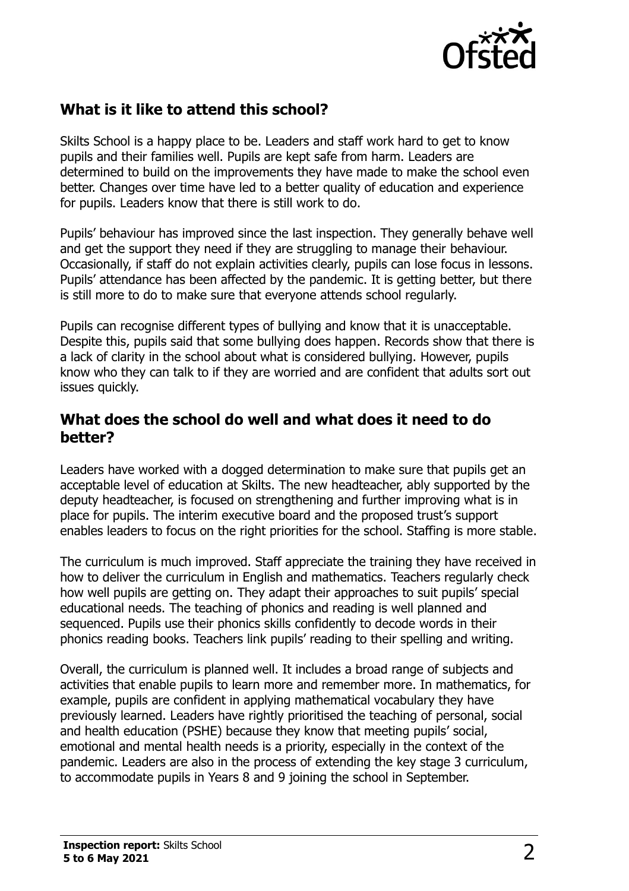## What is it like to attend this school?

Skilts School is a happy place to be. Leaders and staff work hard to get to know pupils and their families well. Pupils are kept safe from harm. Leaders are determined to build on the improvements they have made to make the school even better. Changes over time have led to a better quality of education and experience for pupils. Leaders know that there is still work to do.

Pupils' behaviour has improved since the last inspection. They generally behave well and get the support they need if they are struggling to manage their behaviour. Occasionally, if staff do not explain activities clearly, pupils can lose focus in lessons. Pupils' attendance has been affected by the pandemic. It is getting better, but there is still more to do to make sure that everyone attends school regularly.

Pupils can recognise different types of bullying and know that it is unacceptable. Despite this, pupils said that some bullying does happen. Records show that there is a lack of clarity in the school about what is considered bullying. However, pupils know who they can talk to if they are worried and are confident that adults sort out issues quickly.

## What does the school do well and what does it need to do better?

Leaders have worked with a dogged determination to make sure that pupils get an acceptable level of education at Skilts. The new headteacher, ably supported by the deputy headteacher, is focused on strengthening and further improving what is in place for pupils. The interim executive board and the proposed trust's support enables leaders to focus on the right priorities for the school. Staffing is more stable.

The curriculum is much improved. Staff appreciate the training they have received in how to deliver the curriculum in English and mathematics. Teachers regularly check how well pupils are getting on. They adapt their approaches to suit pupils' special educational needs. The teaching of phonics and reading is well planned and sequenced. Pupils use their phonics skills confidently to decode words in their phonics reading books. Teachers link pupils' reading to their spelling and writing.

Overall, the curriculum is planned well. It includes a broad range of subjects and activities that enable pupils to learn more and remember more. In mathematics, for example, pupils are confident in applying mathematical vocabulary they have previously learned. Leaders have rightly prioritised the teaching of personal, social and health education (PSHE) because they know that meeting pupils' social, emotional and mental health needs is a priority, especially in the context of the pandemic. Leaders are also in the process of extending the key stage 3 curriculum, to accommodate pupils in Years 8 and 9 joining the school in September.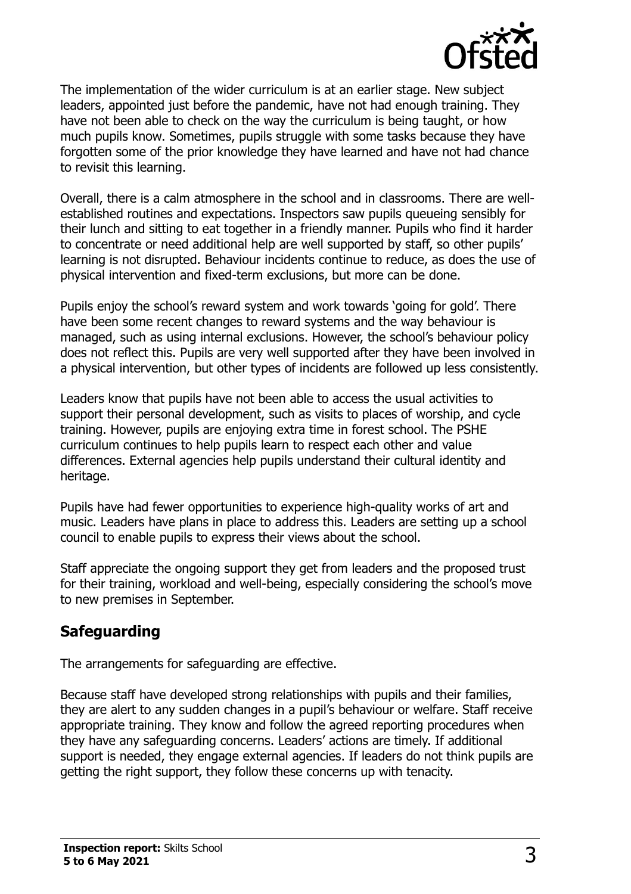The implementation of the wider curriculum is at an earlier stage. New subject leaders, appointed just before the pandemic, have not had enough training. They have not been able to check on the way the curriculum is being taught, or how much pupils know. Sometimes, pupils struggle with some tasks because they have forgotten some of the prior knowledge they have learned and have not had chance to revisit this learning.

Overall, there is a calm atmosphere in the school and in classrooms. There are well-established routines and expectations. Inspectors saw pupils queueing sensibly for their lunch and sitting to eat together in a friendly manner. Pupils who find it harder to concentrate or need additional help are well supported by staff, so other pupils' learning is not disrupted. Behaviour incidents continue to reduce, as does the use of physical intervention and fixed-term exclusions, but more can be done.

Pupils enjoy the school's reward system and work towards 'going for gold'. There have been some recent changes to reward systems and the way behaviour is managed, such as using internal exclusions. However, the school's behaviour policy does not reflect this. Pupils are very well supported after they have been involved in a physical intervention, but other types of incidents are followed up less consistently.

Leaders know that pupils have not been able to access the usual activities to support their personal development, such as visits to places of worship, and cycle training. However, pupils are enjoying extra time in forest school. The PSHE curriculum continues to help pupils learn to respect each other and value differences. External agencies help pupils understand their cultural identity and heritage.

Pupils have had fewer opportunities to experience high-quality works of art and music. Leaders have plans in place to address this. Leaders are setting up a school council to enable pupils to express their views about the school.

Staff appreciate the ongoing support they get from leaders and the proposed trust for their training, workload and well-being, especially considering the school's move to new premises in September.

## Safeguarding

The arrangements for safeguarding are effective.

Because staff have developed strong relationships with pupils and their families, they are alert to any sudden changes in a pupil's behaviour or welfare. Staff receive appropriate training. They know and follow the agreed reporting procedures when they have any safeguarding concerns. Leaders' actions are timely. If additional support is needed, they engage external agencies. If leaders do not think pupils are getting the right support, they follow these concerns up with tenacity.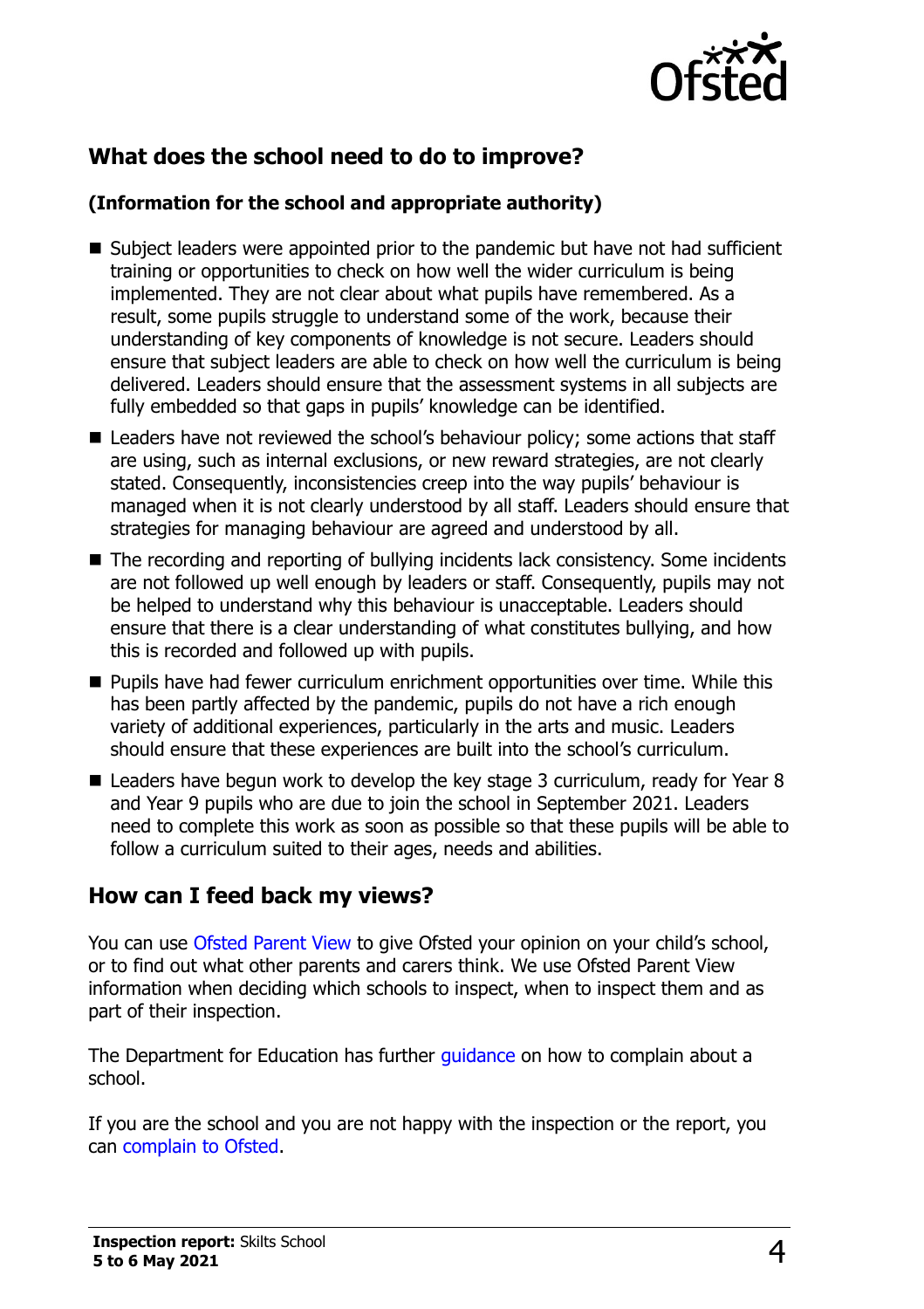## What does the school need to do to improve?

### (Information for the school and appropriate authority)

- Subject leaders were appointed prior to the pandemic but have not had sufficient training or opportunities to check on how well the wider curriculum is being implemented. They are not clear about what pupils have remembered. As a result, some pupils struggle to understand some of the work, because their understanding of key components of knowledge is not secure. Leaders should ensure that subject leaders are able to check on how well the curriculum is being delivered. Leaders should ensure that the assessment systems in all subjects are fully embedded so that gaps in pupils' knowledge can be identified.
- Leaders have not reviewed the school's behaviour policy; some actions that staff are using, such as internal exclusions, or new reward strategies, are not clearly stated. Consequently, inconsistencies creep into the way pupils' behaviour is managed when it is not clearly understood by all staff. Leaders should ensure that strategies for managing behaviour are agreed and understood by all.
- The recording and reporting of bullying incidents lack consistency. Some incidents are not followed up well enough by leaders or staff. Consequently, pupils may not be helped to understand why this behaviour is unacceptable. Leaders should ensure that there is a clear understanding of what constitutes bullying, and how this is recorded and followed up with pupils.
- Pupils have had fewer curriculum enrichment opportunities over time. While this has been partly affected by the pandemic, pupils do not have a rich enough variety of additional experiences, particularly in the arts and music. Leaders should ensure that these experiences are built into the school's curriculum.
- Leaders have begun work to develop the key stage 3 curriculum, ready for Year 8 and Year 9 pupils who are due to join the school in September 2021. Leaders need to complete this work as soon as possible so that these pupils will be able to follow a curriculum suited to their ages, needs and abilities.

## How can I feed back my views?

You can use Ofsted Parent View to give Ofsted your opinion on your child's school, or to find out what other parents and carers think. We use Ofsted Parent View information when deciding which schools to inspect, when to inspect them and as part of their inspection.

The Department for Education has further guidance on how to complain about a school.

If you are the school and you are not happy with the inspection or the report, you can complain to Ofsted.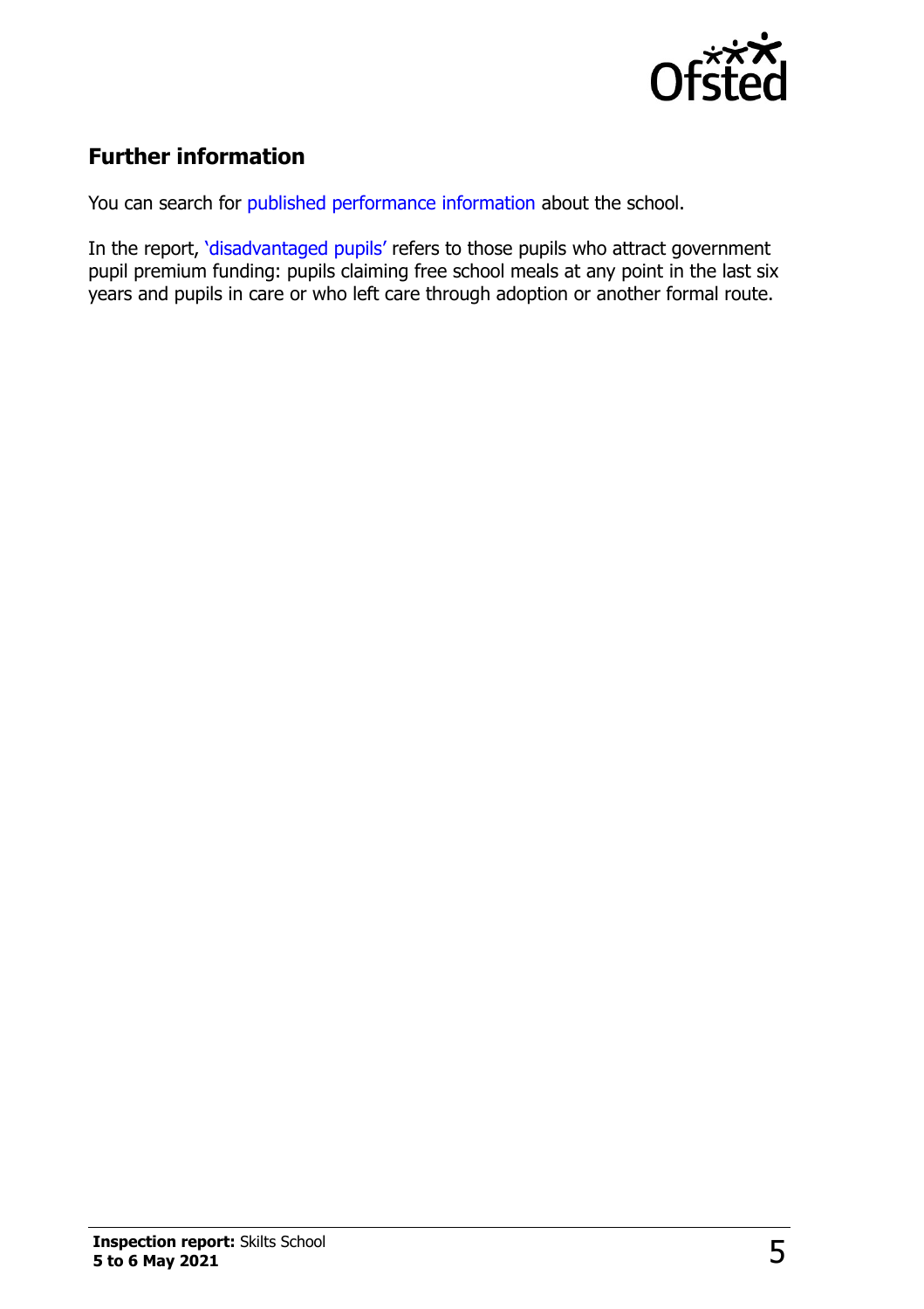## Further information

You can search for published performance information about the school.

In the report, 'disadvantaged pupils' refers to those pupils who attract government pupil premium funding: pupils claiming free school meals at any point in the last six years and pupils in care or who left care through adoption or another formal route.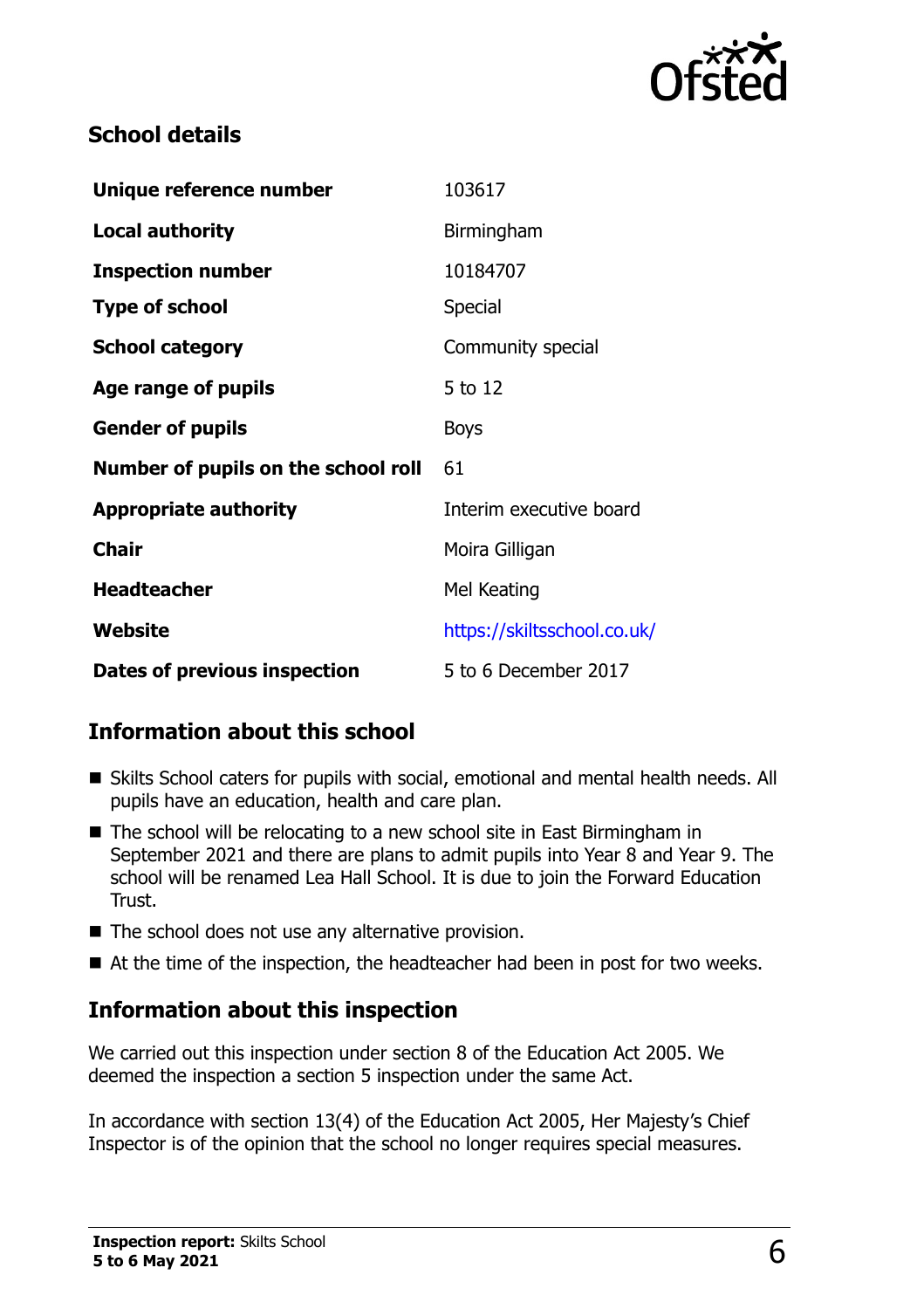## School details

| | |
|---|---|
| **Unique reference number** | 103617 |
| **Local authority** | Birmingham |
| **Inspection number** | 10184707 |
| **Type of school** | Special |
| **School category** | Community special |
| **Age range of pupils** | 5 to 12 |
| **Gender of pupils** | Boys |
| **Number of pupils on the school roll** | 61 |
| **Appropriate authority** | Interim executive board |
| **Chair** | Moira Gilligan |
| **Headteacher** | Mel Keating |
| **Website** | https://skiltsschool.co.uk/ |
| **Dates of previous inspection** | 5 to 6 December 2017 |

## Information about this school

- Skilts School caters for pupils with social, emotional and mental health needs. All pupils have an education, health and care plan.
- The school will be relocating to a new school site in East Birmingham in September 2021 and there are plans to admit pupils into Year 8 and Year 9. The school will be renamed Lea Hall School. It is due to join the Forward Education Trust.
- The school does not use any alternative provision.
- At the time of the inspection, the headteacher had been in post for two weeks.

## Information about this inspection

We carried out this inspection under section 8 of the Education Act 2005. We deemed the inspection a section 5 inspection under the same Act.

In accordance with section 13(4) of the Education Act 2005, Her Majesty's Chief Inspector is of the opinion that the school no longer requires special measures.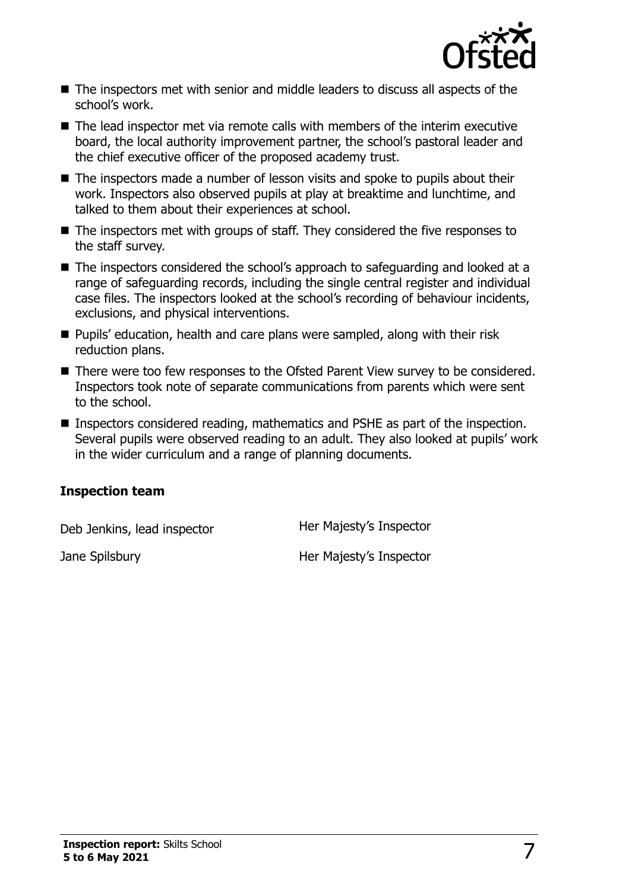- The inspectors met with senior and middle leaders to discuss all aspects of the school's work.
- The lead inspector met via remote calls with members of the interim executive board, the local authority improvement partner, the school's pastoral leader and the chief executive officer of the proposed academy trust.
- The inspectors made a number of lesson visits and spoke to pupils about their work. Inspectors also observed pupils at play at breaktime and lunchtime, and talked to them about their experiences at school.
- The inspectors met with groups of staff. They considered the five responses to the staff survey.
- The inspectors considered the school's approach to safeguarding and looked at a range of safeguarding records, including the single central register and individual case files. The inspectors looked at the school's recording of behaviour incidents, exclusions, and physical interventions.
- Pupils' education, health and care plans were sampled, along with their risk reduction plans.
- There were too few responses to the Ofsted Parent View survey to be considered. Inspectors took note of separate communications from parents which were sent to the school.
- Inspectors considered reading, mathematics and PSHE as part of the inspection. Several pupils were observed reading to an adult. They also looked at pupils' work in the wider curriculum and a range of planning documents.

### Inspection team

| | |
|---|---|
| Deb Jenkins, lead inspector | Her Majesty's Inspector |
| Jane Spilsbury | Her Majesty's Inspector |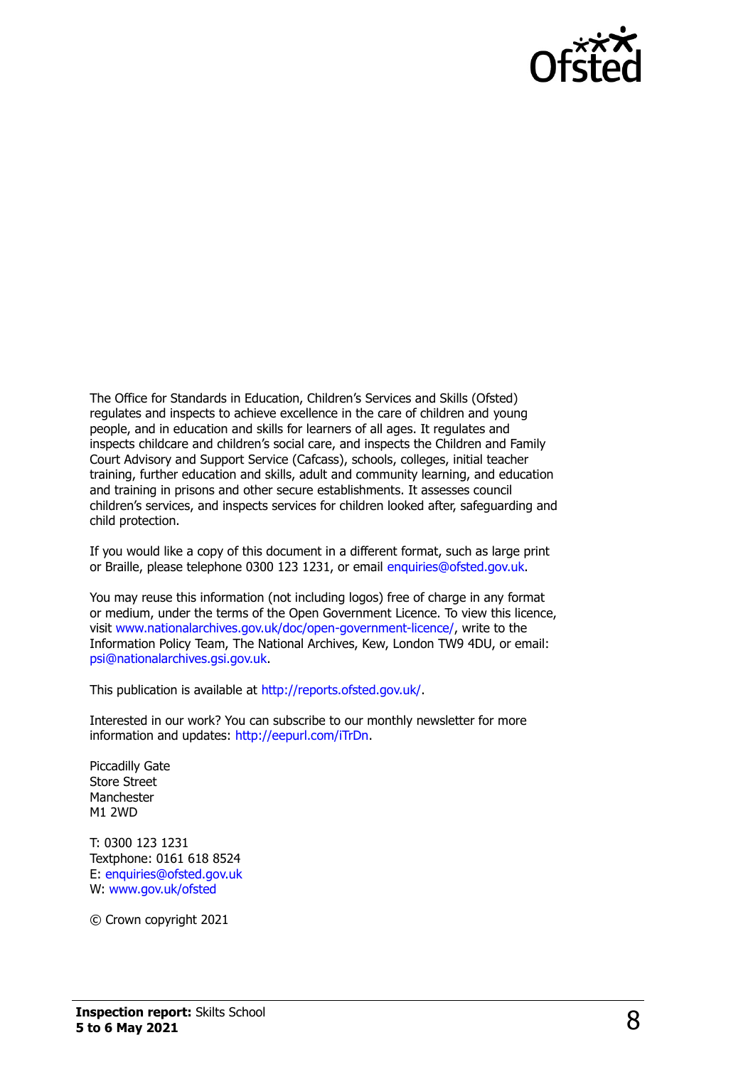The Office for Standards in Education, Children's Services and Skills (Ofsted) regulates and inspects to achieve excellence in the care of children and young people, and in education and skills for learners of all ages. It regulates and inspects childcare and children's social care, and inspects the Children and Family Court Advisory and Support Service (Cafcass), schools, colleges, initial teacher training, further education and skills, adult and community learning, and education and training in prisons and other secure establishments. It assesses council children's services, and inspects services for children looked after, safeguarding and child protection.

If you would like a copy of this document in a different format, such as large print or Braille, please telephone 0300 123 1231, or email enquiries@ofsted.gov.uk.

You may reuse this information (not including logos) free of charge in any format or medium, under the terms of the Open Government Licence. To view this licence, visit www.nationalarchives.gov.uk/doc/open-government-licence/, write to the Information Policy Team, The National Archives, Kew, London TW9 4DU, or email: psi@nationalarchives.gsi.gov.uk.

This publication is available at http://reports.ofsted.gov.uk/.

Interested in our work? You can subscribe to our monthly newsletter for more information and updates: http://eepurl.com/iTrDn.

Piccadilly Gate
Store Street
Manchester
M1 2WD

T: 0300 123 1231
Textphone: 0161 618 8524
E: enquiries@ofsted.gov.uk
W: www.gov.uk/ofsted

© Crown copyright 2021